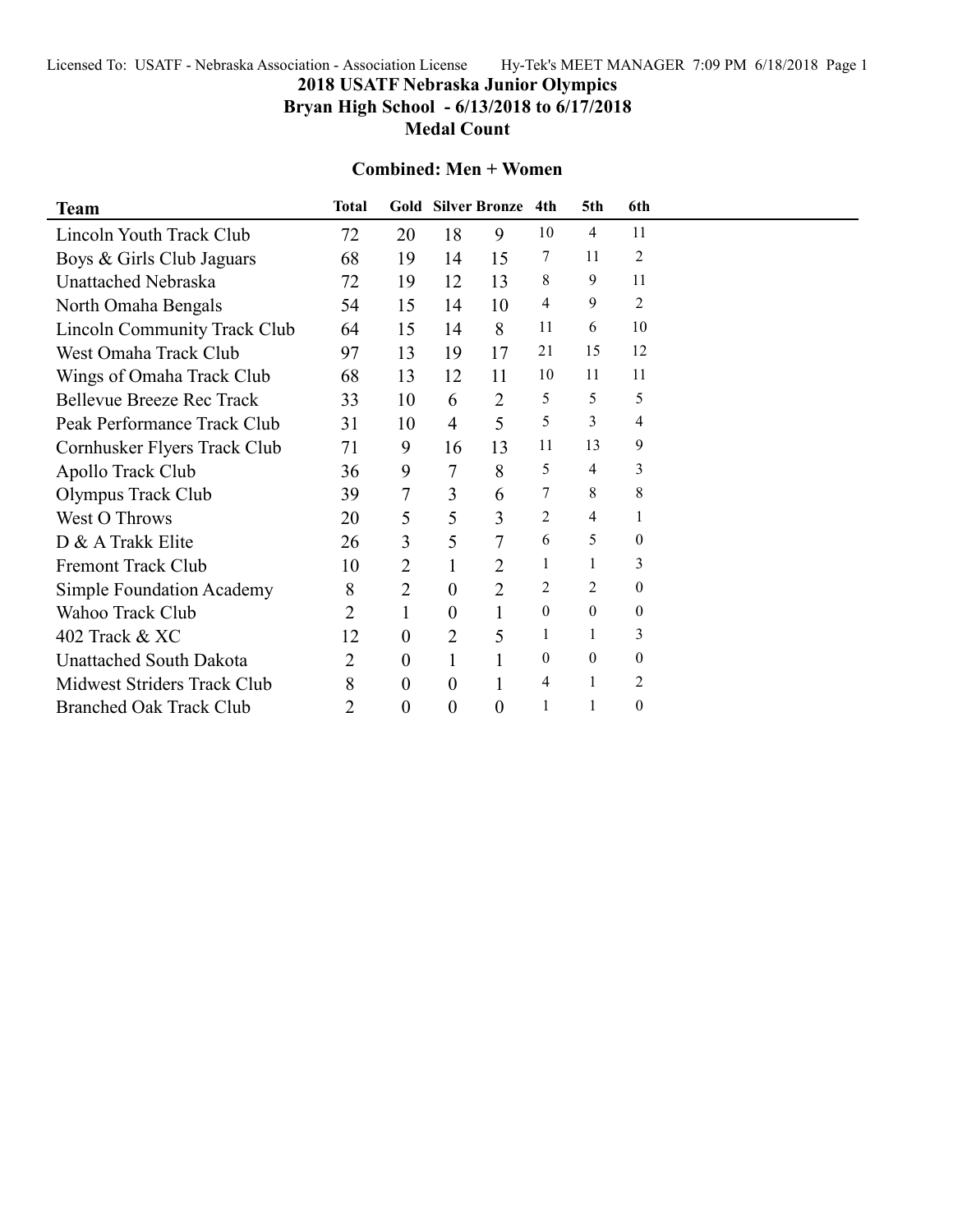# 2018 USATF Nebraska Junior Olympics

## Bryan High School - 6/13/2018 to 6/17/2018

## Medal Count

### Combined: Men + Women

| Team | Total | Gold | Silver | Bronze | 4th | 5th | 6th |
|---|---|---|---|---|---|---|---|
| Lincoln Youth Track Club | 72 | 20 | 18 | 9 | 10 | 4 | 11 |
| Boys & Girls Club Jaguars | 68 | 19 | 14 | 15 | 7 | 11 | 2 |
| Unattached Nebraska | 72 | 19 | 12 | 13 | 8 | 9 | 11 |
| North Omaha Bengals | 54 | 15 | 14 | 10 | 4 | 9 | 2 |
| Lincoln Community Track Club | 64 | 15 | 14 | 8 | 11 | 6 | 10 |
| West Omaha Track Club | 97 | 13 | 19 | 17 | 21 | 15 | 12 |
| Wings of Omaha Track Club | 68 | 13 | 12 | 11 | 10 | 11 | 11 |
| Bellevue Breeze Rec Track | 33 | 10 | 6 | 2 | 5 | 5 | 5 |
| Peak Performance Track Club | 31 | 10 | 4 | 5 | 5 | 3 | 4 |
| Cornhusker Flyers Track Club | 71 | 9 | 16 | 13 | 11 | 13 | 9 |
| Apollo Track Club | 36 | 9 | 7 | 8 | 5 | 4 | 3 |
| Olympus Track Club | 39 | 7 | 3 | 6 | 7 | 8 | 8 |
| West O Throws | 20 | 5 | 5 | 3 | 2 | 4 | 1 |
| D & A Trakk Elite | 26 | 3 | 5 | 7 | 6 | 5 | 0 |
| Fremont Track Club | 10 | 2 | 1 | 2 | 1 | 1 | 3 |
| Simple Foundation Academy | 8 | 2 | 0 | 2 | 2 | 2 | 0 |
| Wahoo Track Club | 2 | 1 | 0 | 1 | 0 | 0 | 0 |
| 402 Track & XC | 12 | 0 | 2 | 5 | 1 | 1 | 3 |
| Unattached South Dakota | 2 | 0 | 1 | 1 | 0 | 0 | 0 |
| Midwest Striders Track Club | 8 | 0 | 0 | 1 | 4 | 1 | 2 |
| Branched Oak Track Club | 2 | 0 | 0 | 0 | 1 | 1 | 0 |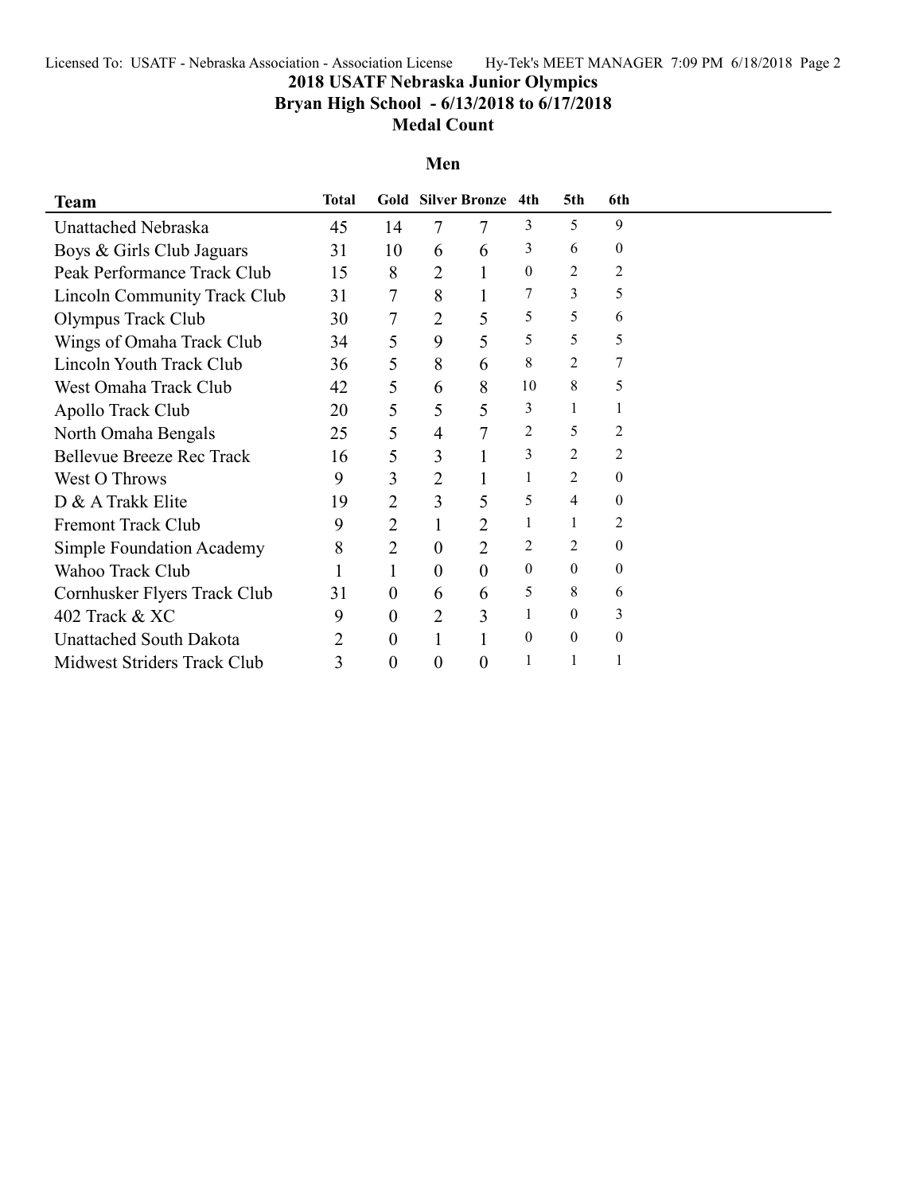# 2018 USATF Nebraska Junior Olympics

## Bryan High School - 6/13/2018 to 6/17/2018

## Medal Count

### Men

| Team | Total | Gold | Silver | Bronze | 4th | 5th | 6th |
|---|---|---|---|---|---|---|---|
| Unattached Nebraska | 45 | 14 | 7 | 7 | 3 | 5 | 9 |
| Boys & Girls Club Jaguars | 31 | 10 | 6 | 6 | 3 | 6 | 0 |
| Peak Performance Track Club | 15 | 8 | 2 | 1 | 0 | 2 | 2 |
| Lincoln Community Track Club | 31 | 7 | 8 | 1 | 7 | 3 | 5 |
| Olympus Track Club | 30 | 7 | 2 | 5 | 5 | 5 | 6 |
| Wings of Omaha Track Club | 34 | 5 | 9 | 5 | 5 | 5 | 5 |
| Lincoln Youth Track Club | 36 | 5 | 8 | 6 | 8 | 2 | 7 |
| West Omaha Track Club | 42 | 5 | 6 | 8 | 10 | 8 | 5 |
| Apollo Track Club | 20 | 5 | 5 | 5 | 3 | 1 | 1 |
| North Omaha Bengals | 25 | 5 | 4 | 7 | 2 | 5 | 2 |
| Bellevue Breeze Rec Track | 16 | 5 | 3 | 1 | 3 | 2 | 2 |
| West O Throws | 9 | 3 | 2 | 1 | 1 | 2 | 0 |
| D & A Trakk Elite | 19 | 2 | 3 | 5 | 5 | 4 | 0 |
| Fremont Track Club | 9 | 2 | 1 | 2 | 1 | 1 | 2 |
| Simple Foundation Academy | 8 | 2 | 0 | 2 | 2 | 2 | 0 |
| Wahoo Track Club | 1 | 1 | 0 | 0 | 0 | 0 | 0 |
| Cornhusker Flyers Track Club | 31 | 0 | 6 | 6 | 5 | 8 | 6 |
| 402 Track & XC | 9 | 0 | 2 | 3 | 1 | 0 | 3 |
| Unattached South Dakota | 2 | 0 | 1 | 1 | 0 | 0 | 0 |
| Midwest Striders Track Club | 3 | 0 | 0 | 0 | 1 | 1 | 1 |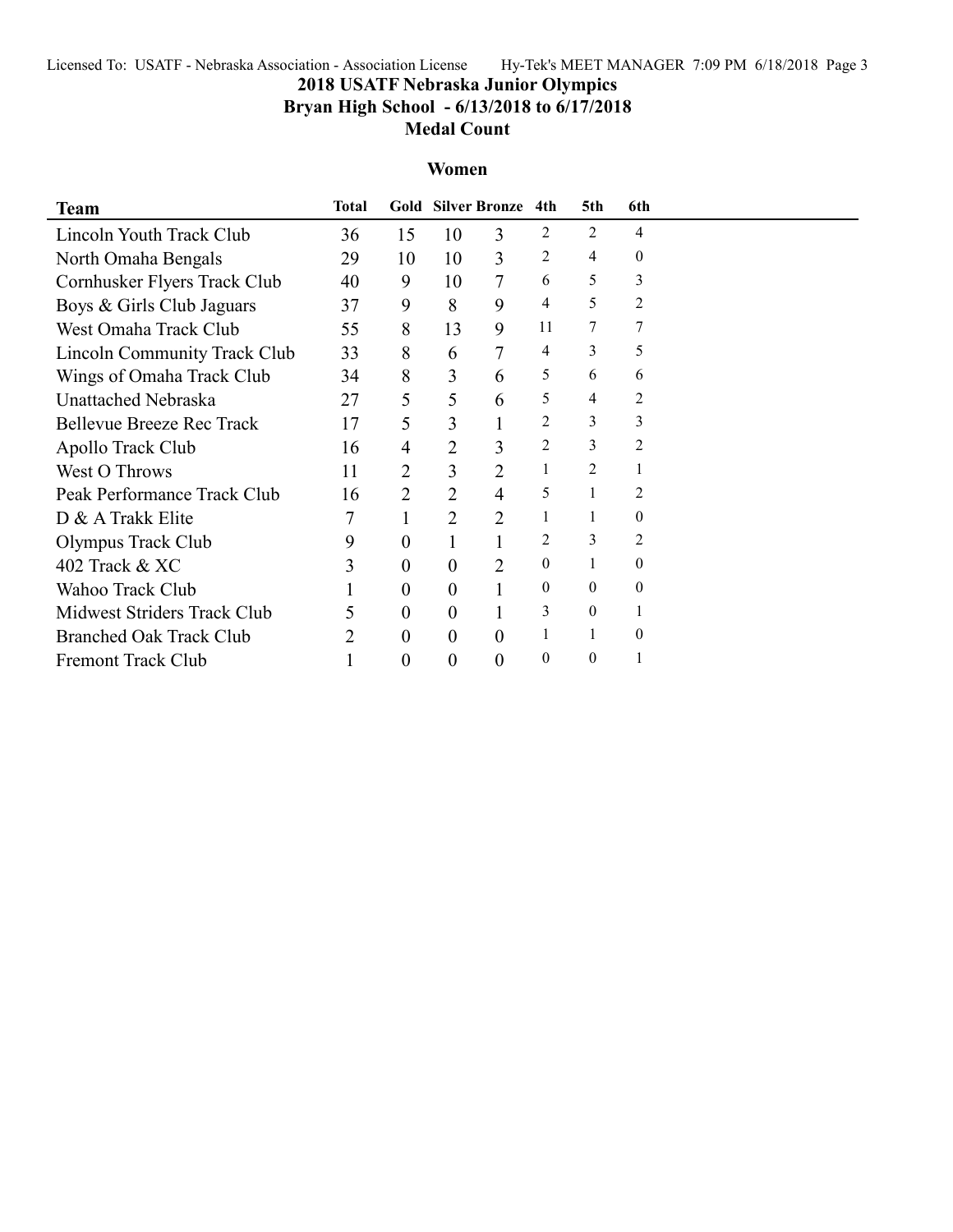# 2018 USATF Nebraska Junior Olympics

## Bryan High School - 6/13/2018 to 6/17/2018

## Medal Count

### Women

| Team | Total | Gold | Silver | Bronze | 4th | 5th | 6th |
| --- | --- | --- | --- | --- | --- | --- | --- |
| Lincoln Youth Track Club | 36 | 15 | 10 | 3 | 2 | 2 | 4 |
| North Omaha Bengals | 29 | 10 | 10 | 3 | 2 | 4 | 0 |
| Cornhusker Flyers Track Club | 40 | 9 | 10 | 7 | 6 | 5 | 3 |
| Boys & Girls Club Jaguars | 37 | 9 | 8 | 9 | 4 | 5 | 2 |
| West Omaha Track Club | 55 | 8 | 13 | 9 | 11 | 7 | 7 |
| Lincoln Community Track Club | 33 | 8 | 6 | 7 | 4 | 3 | 5 |
| Wings of Omaha Track Club | 34 | 8 | 3 | 6 | 5 | 6 | 6 |
| Unattached Nebraska | 27 | 5 | 5 | 6 | 5 | 4 | 2 |
| Bellevue Breeze Rec Track | 17 | 5 | 3 | 1 | 2 | 3 | 3 |
| Apollo Track Club | 16 | 4 | 2 | 3 | 2 | 3 | 2 |
| West O Throws | 11 | 2 | 3 | 2 | 1 | 2 | 1 |
| Peak Performance Track Club | 16 | 2 | 2 | 4 | 5 | 1 | 2 |
| D & A Trakk Elite | 7 | 1 | 2 | 2 | 1 | 1 | 0 |
| Olympus Track Club | 9 | 0 | 1 | 1 | 2 | 3 | 2 |
| 402 Track & XC | 3 | 0 | 0 | 2 | 0 | 1 | 0 |
| Wahoo Track Club | 1 | 0 | 0 | 1 | 0 | 0 | 0 |
| Midwest Striders Track Club | 5 | 0 | 0 | 1 | 3 | 0 | 1 |
| Branched Oak Track Club | 2 | 0 | 0 | 0 | 1 | 1 | 0 |
| Fremont Track Club | 1 | 0 | 0 | 0 | 0 | 0 | 1 |